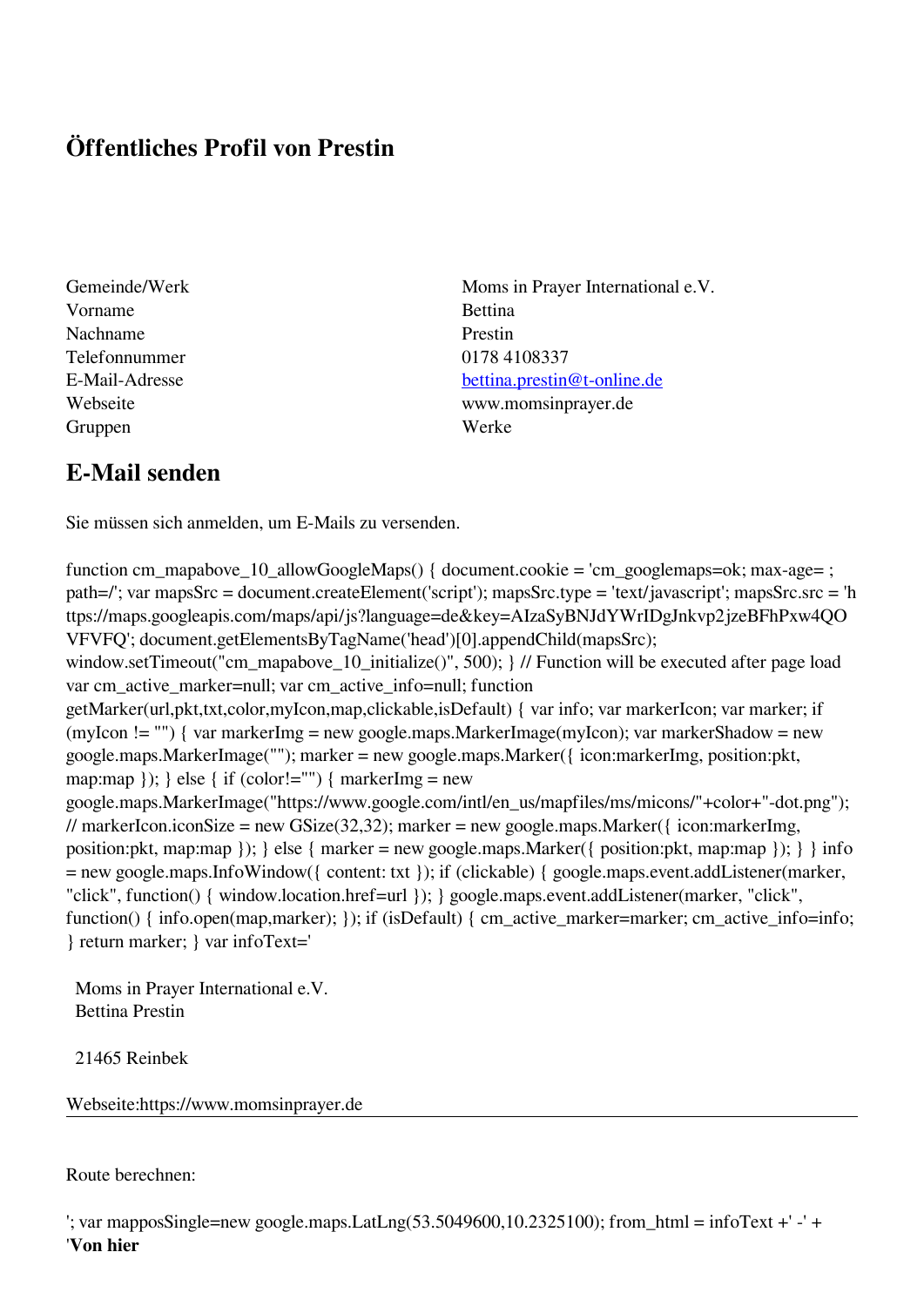# Öffentliches Profil von Prestin

| | |
|---|---|
| Gemeinde/Werk | Moms in Prayer International e.V. |
| Vorname | Bettina |
| Nachname | Prestin |
| Telefonnummer | 0178 4108337 |
| E-Mail-Adresse | bettina.prestin@t-online.de |
| Webseite | www.momsinprayer.de |
| Gruppen | Werke |

## E-Mail senden

Sie müssen sich anmelden, um E-Mails zu versenden.

function cm_mapabove_10_allowGoogleMaps() { document.cookie = 'cm_googlemaps=ok; max-age= ; path=/'; var mapsSrc = document.createElement('script'); mapsSrc.type = 'text/javascript'; mapsSrc.src = 'https://maps.googleapis.com/maps/api/js?language=de&key=AIzaSyBNJdYWrIDgJnkvp2jzeBFhPxw4QOVFVFQ'; document.getElementsByTagName('head')[0].appendChild(mapsSrc); window.setTimeout("cm_mapabove_10_initialize()", 500); } // Function will be executed after page load var cm_active_marker=null; var cm_active_info=null; function getMarker(url,pkt,txt,color,myIcon,map,clickable,isDefault) { var info; var markerIcon; var marker; if (myIcon != "") { var markerImg = new google.maps.MarkerImage(myIcon); var markerShadow = new google.maps.MarkerImage(""); marker = new google.maps.Marker({ icon:markerImg, position:pkt, map:map }); } else { if (color!="") { markerImg = new google.maps.MarkerImage("https://www.google.com/intl/en_us/mapfiles/ms/micons/"+color+"-dot.png"); // markerIcon.iconSize = new GSize(32,32); marker = new google.maps.Marker({ icon:markerImg, position:pkt, map:map }); } else { marker = new google.maps.Marker({ position:pkt, map:map }); } } info = new google.maps.InfoWindow({ content: txt }); if (clickable) { google.maps.event.addListener(marker, "click", function() { window.location.href=url }); } google.maps.event.addListener(marker, "click", function() { info.open(map,marker); }); if (isDefault) { cm_active_marker=marker; cm_active_info=info; } return marker; } var infoText='

Moms in Prayer International e.V.
Bettina Prestin

21465 Reinbek

Webseite:https://www.momsinprayer.de

---

Route berechnen:

'; var mapposSingle=new google.maps.LatLng(53.5049600,10.2325100); from_html = infoText +' -' + '**Von hier**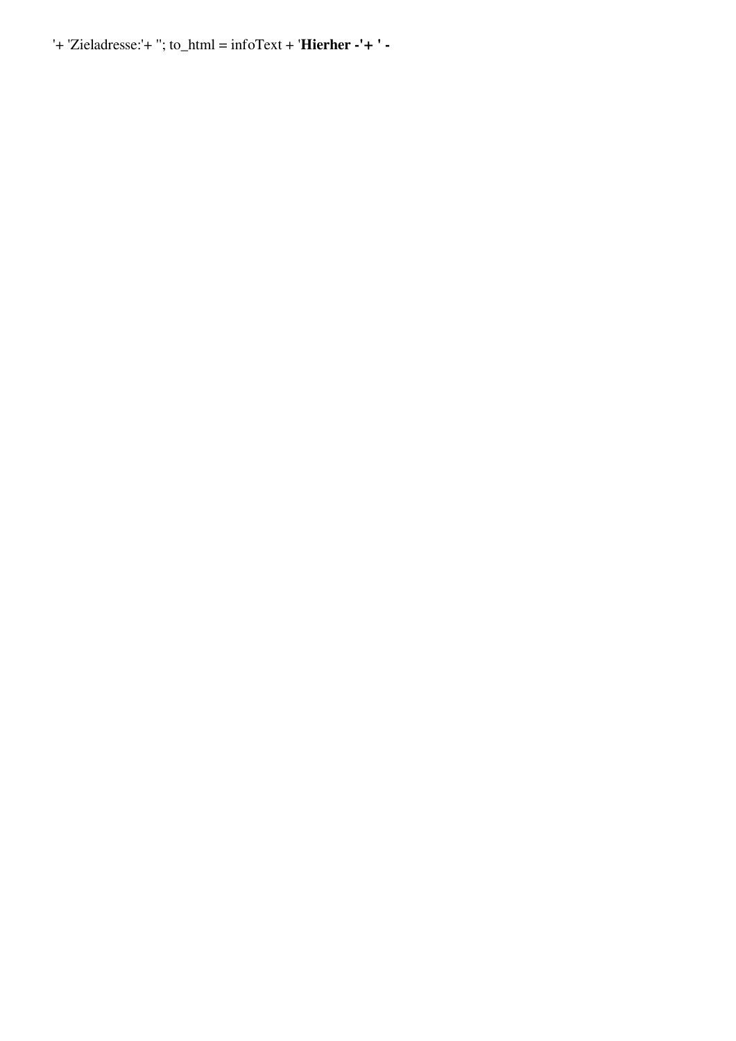'+ 'Zieladresse:'+ ''; to_html = infoText + '**Hierher -'+ ' -**